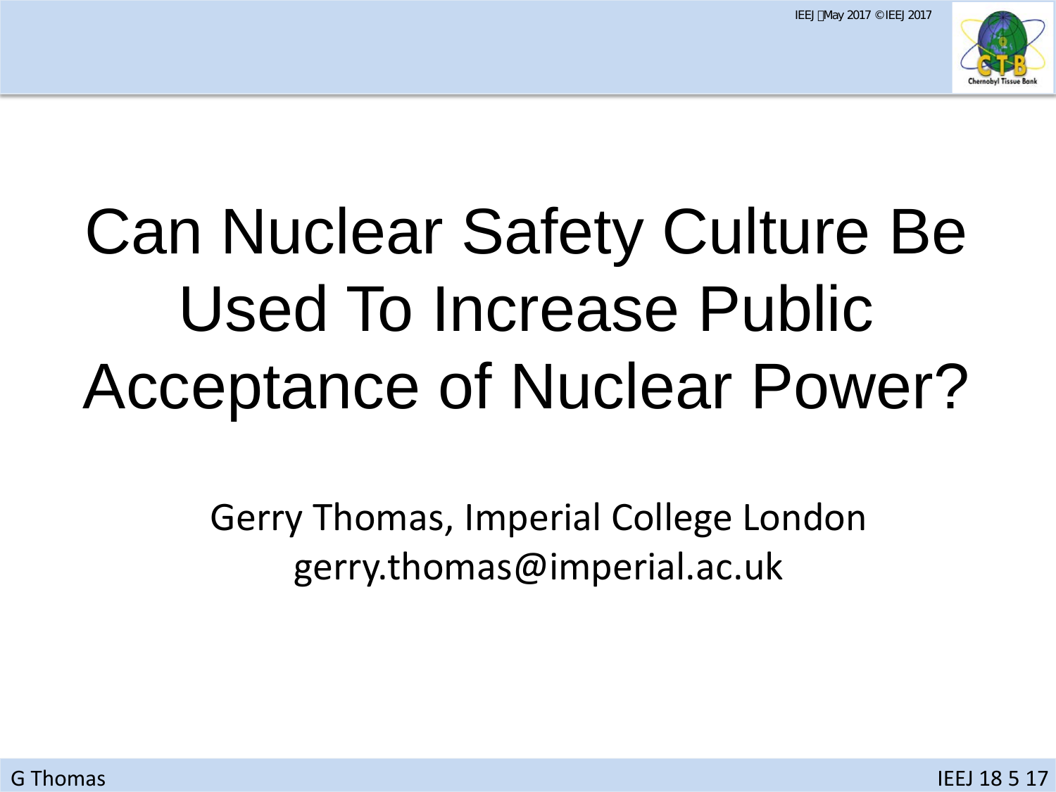# Can Nuclear Safety Culture Be Used To Increase Public Acceptance of Nuclear Power?

Gerry Thomas, Imperial College London
gerry.thomas@imperial.ac.uk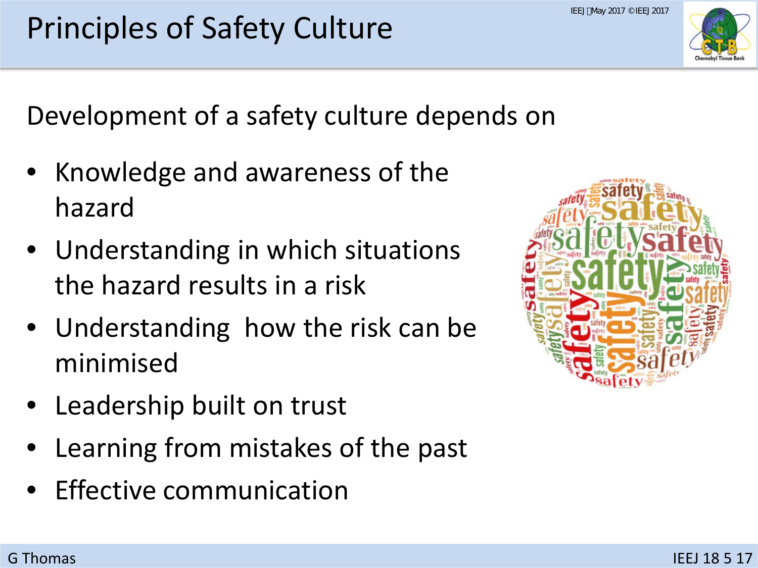# Principles of Safety Culture

Development of a safety culture depends on

- Knowledge and awareness of the hazard
- Understanding in which situations the hazard results in a risk
- Understanding how the risk can be minimised
- Leadership built on trust
- Learning from mistakes of the past
- Effective communication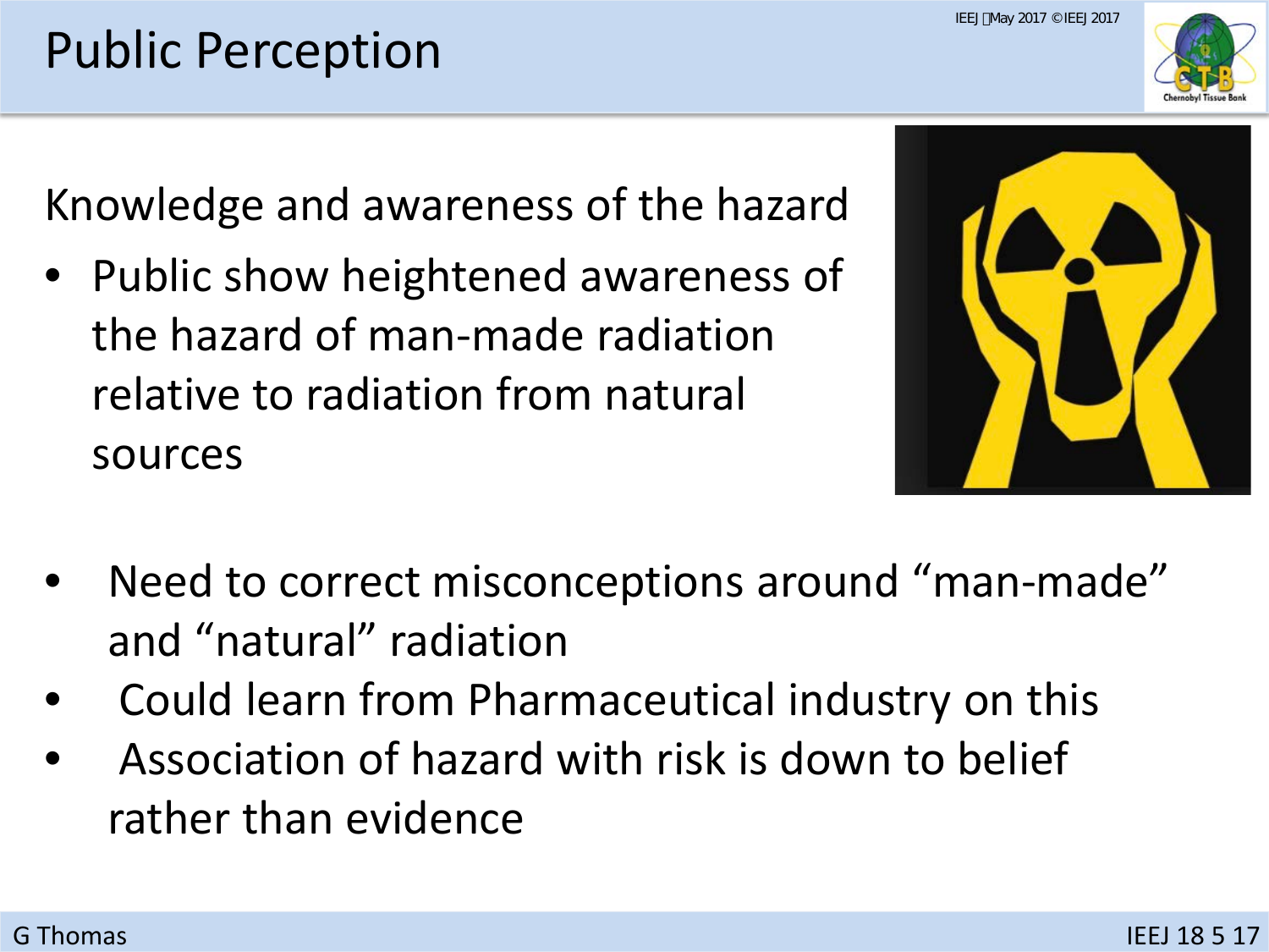# Public Perception

Knowledge and awareness of the hazard

- Public show heightened awareness of the hazard of man-made radiation relative to radiation from natural sources

- Need to correct misconceptions around “man-made” and “natural” radiation
- Could learn from Pharmaceutical industry on this
- Association of hazard with risk is down to belief rather than evidence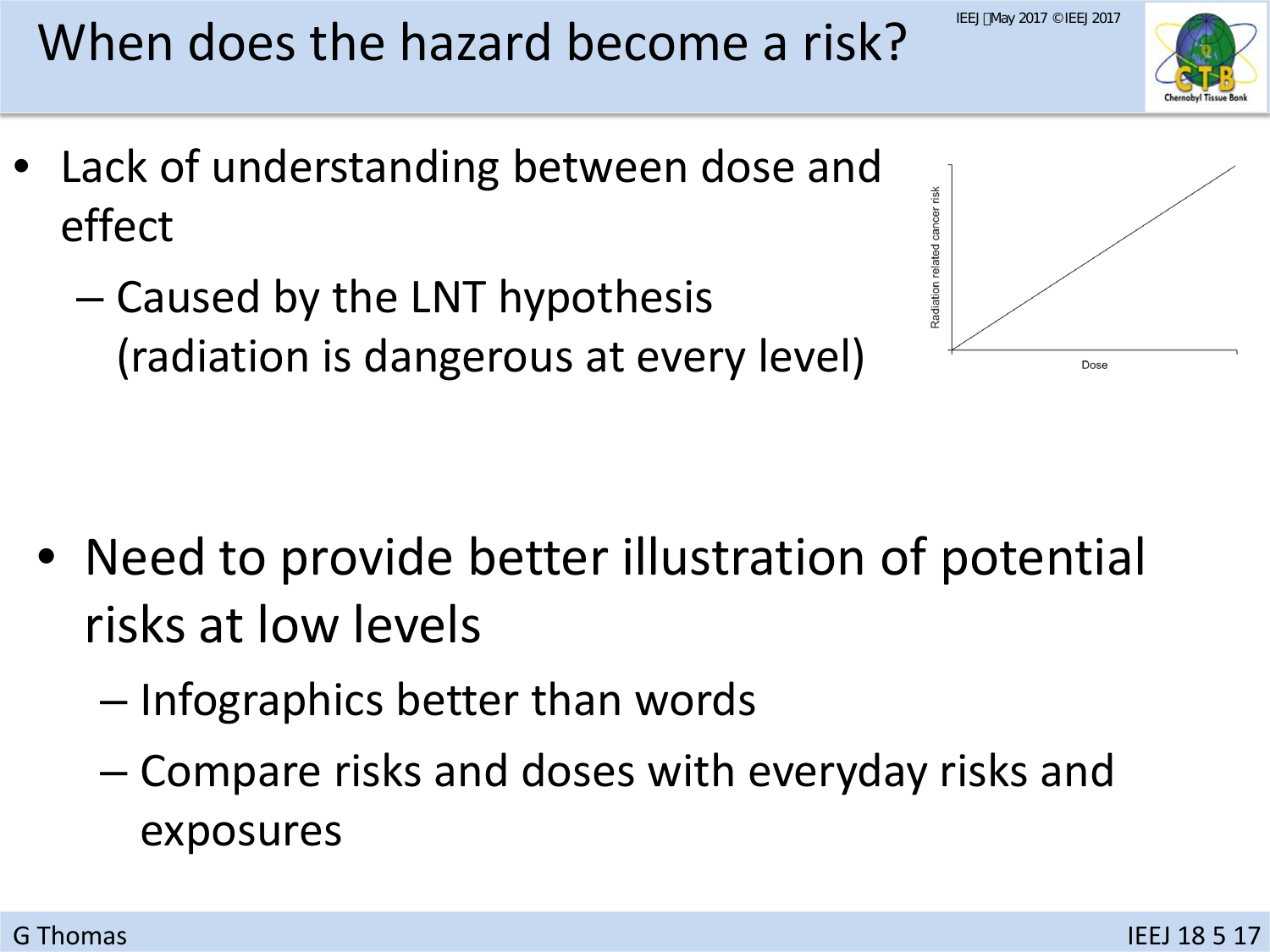# When does the hazard become a risk?

- Lack of understanding between dose and effect
  - Caused by the LNT hypothesis (radiation is dangerous at every level)

Radiation related cancer risk

Dose

- Need to provide better illustration of potential risks at low levels
  - Infographics better than words
  - Compare risks and doses with everyday risks and exposures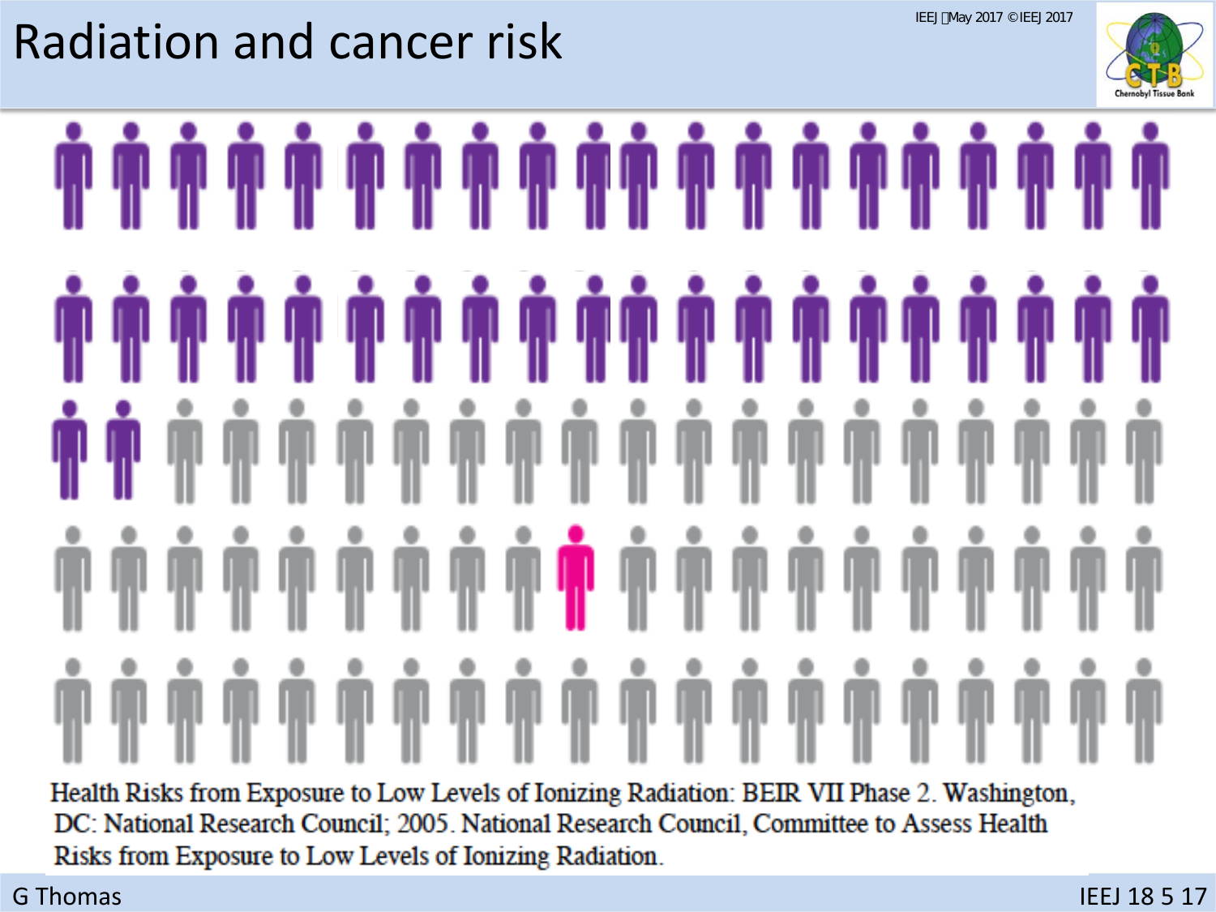# Radiation and cancer risk

Health Risks from Exposure to Low Levels of Ionizing Radiation: BEIR VII Phase 2. Washington, DC: National Research Council; 2005. National Research Council, Committee to Assess Health Risks from Exposure to Low Levels of Ionizing Radiation.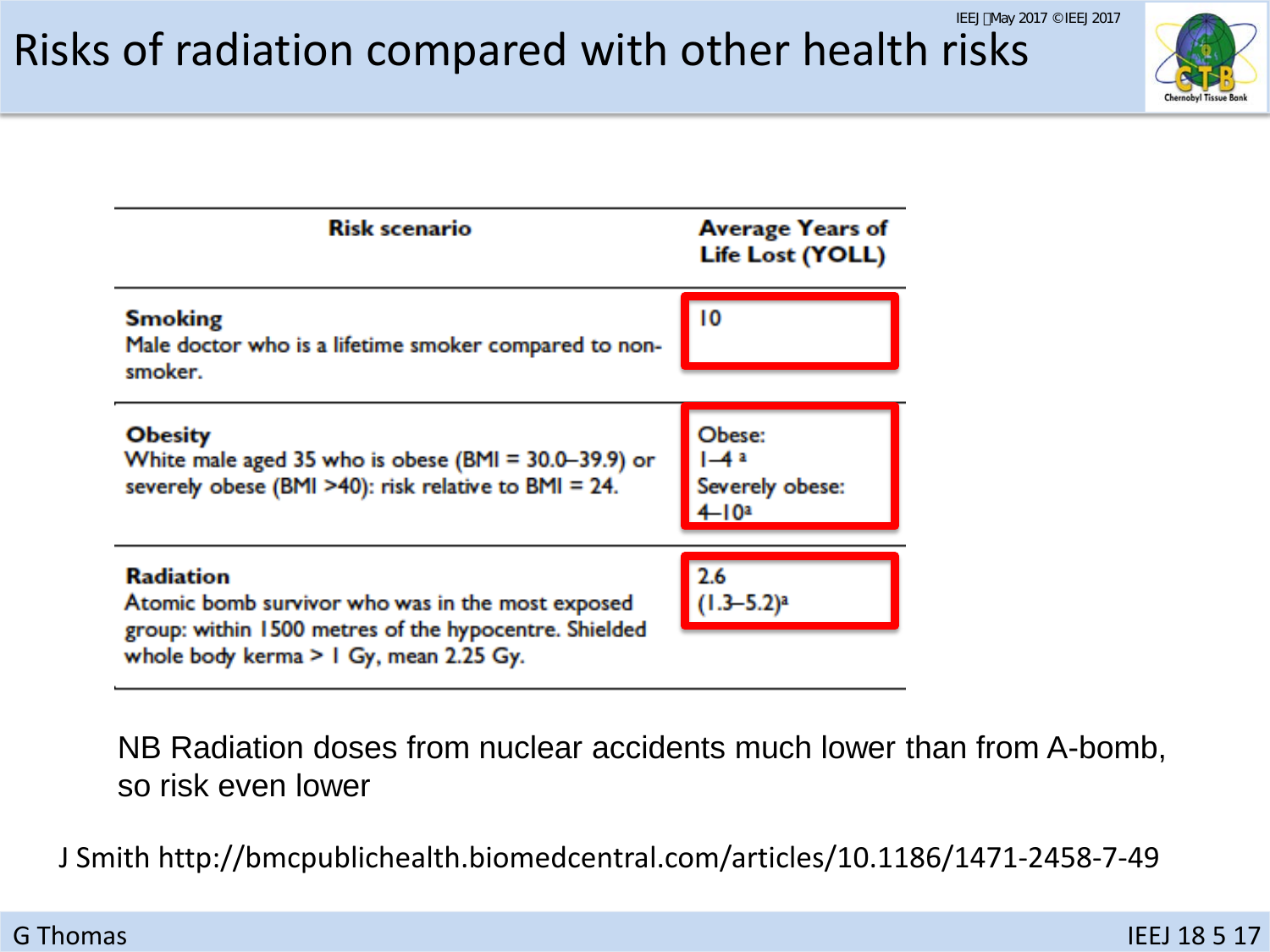# Risks of radiation compared with other health risks

| Risk scenario | Average Years of Life Lost (YOLL) |
| --- | --- |
| **Smoking** Male doctor who is a lifetime smoker compared to non-smoker. | 10 |
| **Obesity** White male aged 35 who is obese (BMI = 30.0–39.9) or severely obese (BMI >40): risk relative to BMI = 24. | Obese: 1–4 [a] Severely obese: 4–10[a] |
| **Radiation** Atomic bomb survivor who was in the most exposed group: within 1500 metres of the hypocentre. Shielded whole body kerma > 1 Gy, mean 2.25 Gy. | 2.6 (1.3–5.2)[a] |

NB Radiation doses from nuclear accidents much lower than from A-bomb, so risk even lower

J Smith http://bmcpublichealth.biomedcentral.com/articles/10.1186/1471-2458-7-49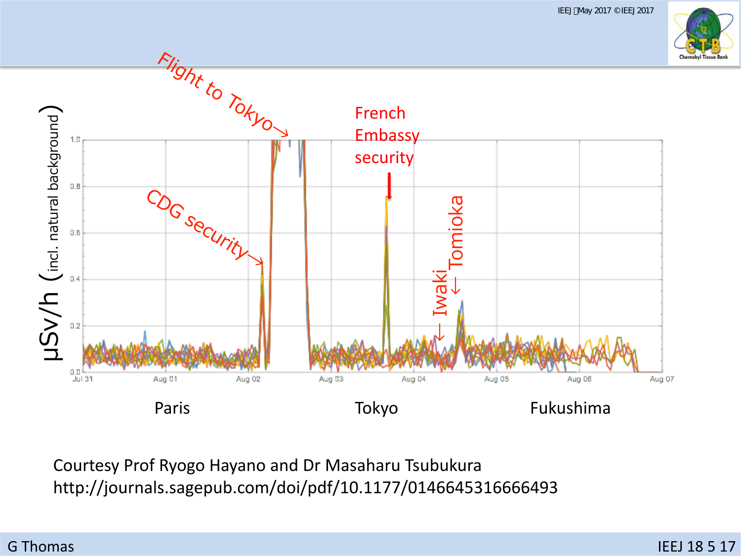Flight to Tokyo→

French Embassy security

CDG security→

← Iwaki

← Tomioka

μSv/h (incl. natural background)

1.0

0.8

0.6

0.4

0.2

0.0

Jul 31 | Aug 01 | Aug 02 | Aug 03 | Aug 04 | Aug 05 | Aug 06 | Aug 07

Paris | Tokyo | Fukushima

Courtesy Prof Ryogo Hayano and Dr Masaharu Tsubukura
http://journals.sagepub.com/doi/pdf/10.1177/0146645316666493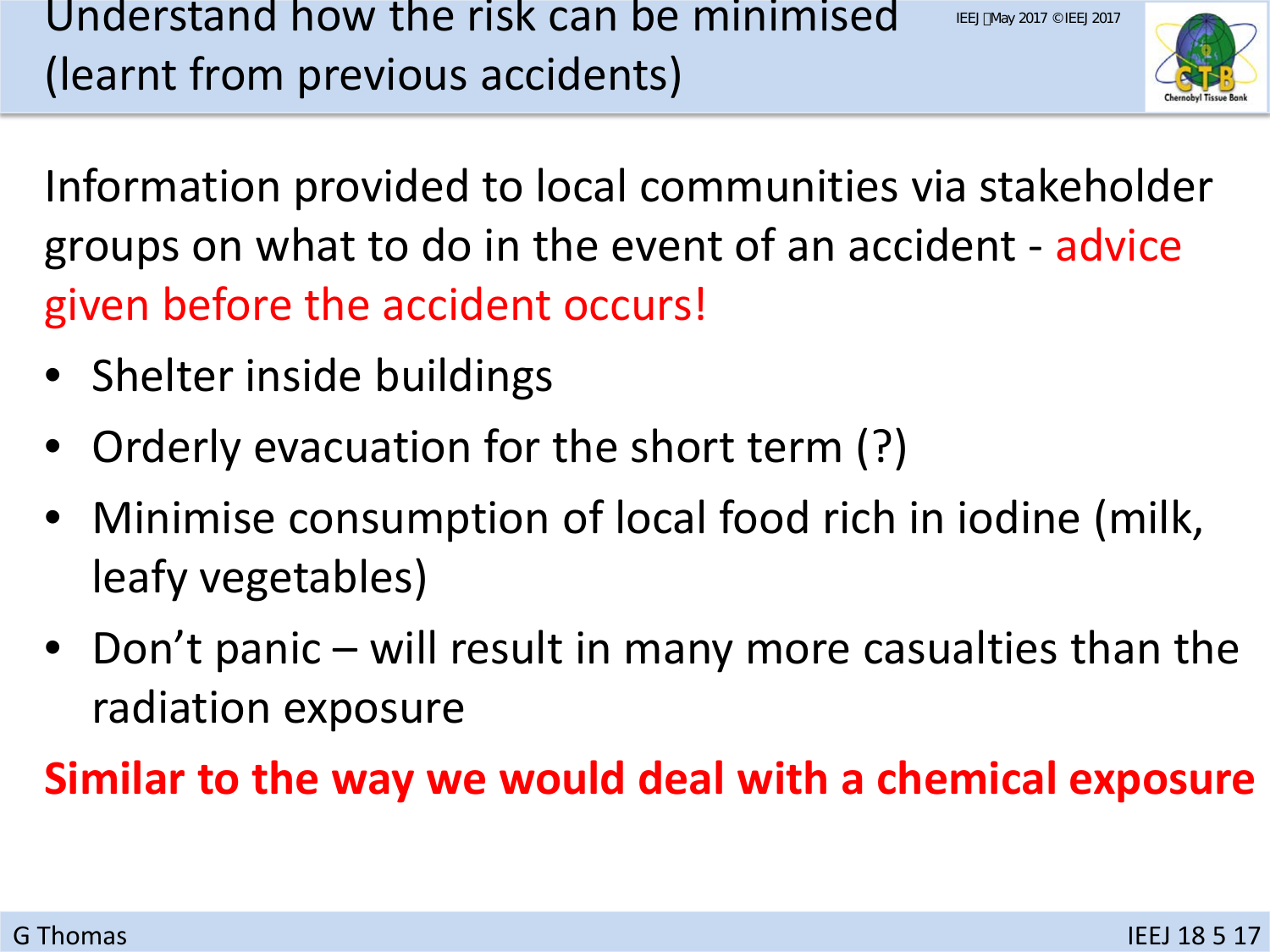# Understand how the risk can be minimised (learnt from previous accidents)

Information provided to local communities via stakeholder groups on what to do in the event of an accident - advice given before the accident occurs!

- Shelter inside buildings
- Orderly evacuation for the short term (?)
- Minimise consumption of local food rich in iodine (milk, leafy vegetables)
- Don’t panic – will result in many more casualties than the radiation exposure

**Similar to the way we would deal with a chemical exposure**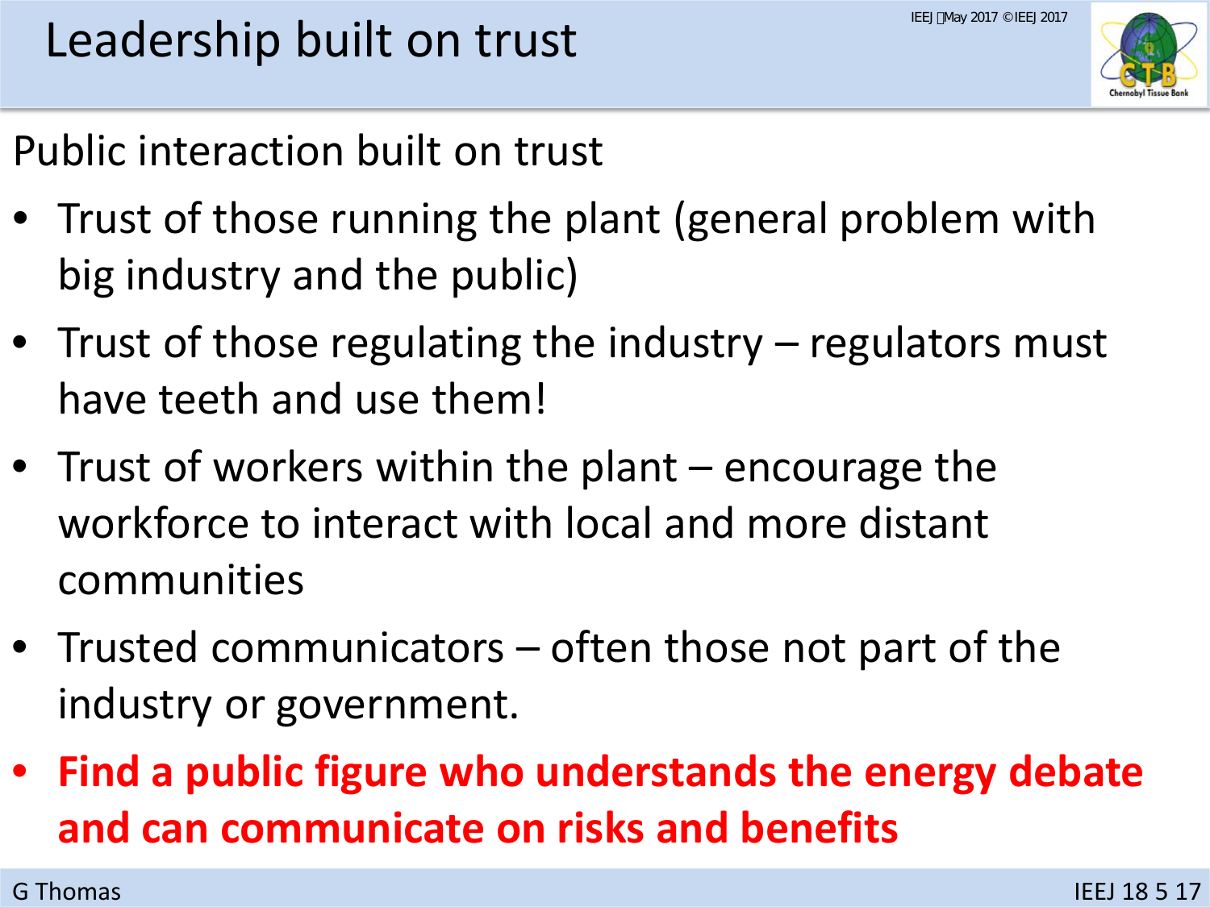# Leadership built on trust

Public interaction built on trust

- Trust of those running the plant (general problem with big industry and the public)
- Trust of those regulating the industry – regulators must have teeth and use them!
- Trust of workers within the plant – encourage the workforce to interact with local and more distant communities
- Trusted communicators – often those not part of the industry or government.
- **Find a public figure who understands the energy debate and can communicate on risks and benefits**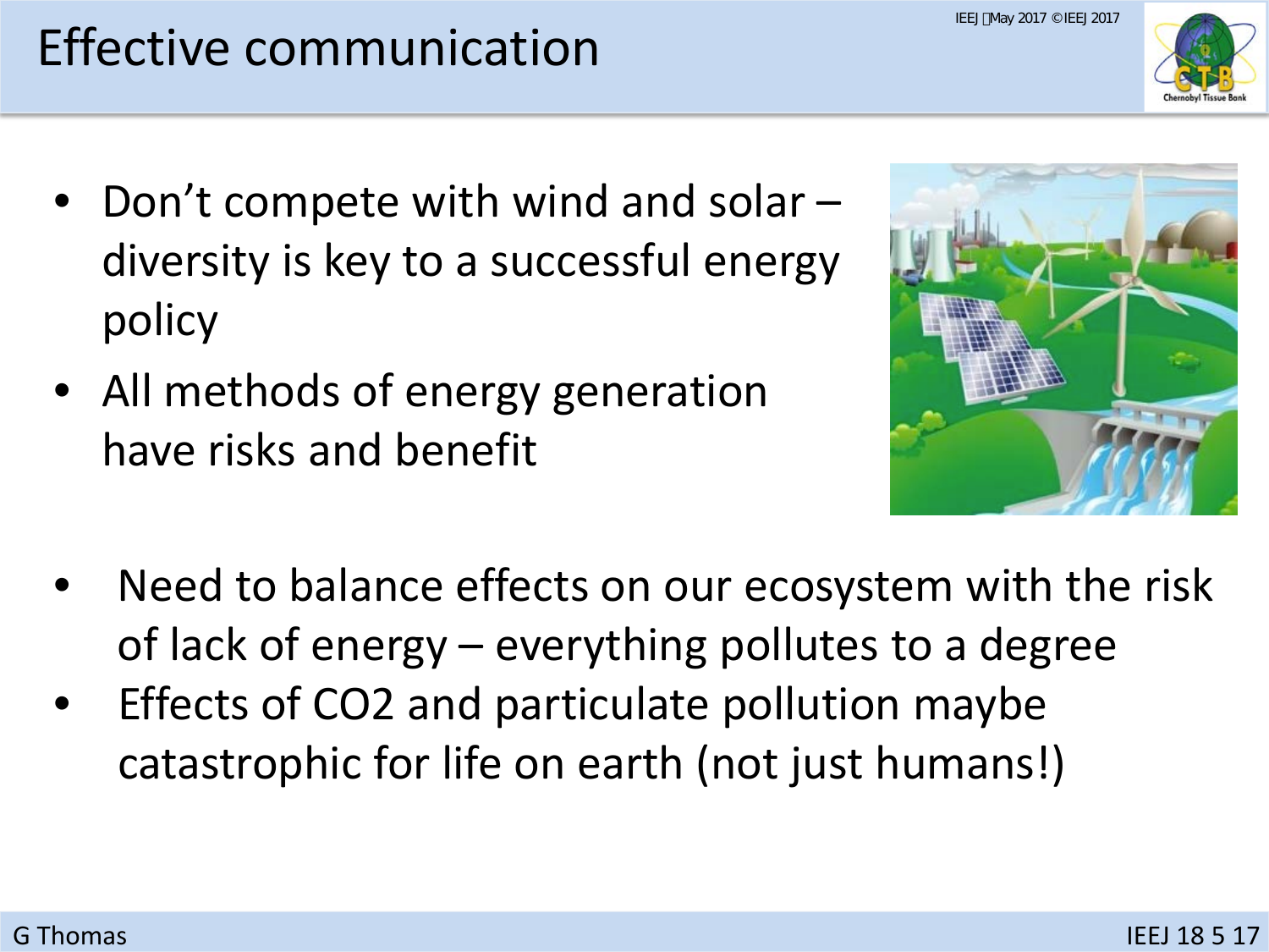# Effective communication

- Don't compete with wind and solar – diversity is key to a successful energy policy
- All methods of energy generation have risks and benefit

- Need to balance effects on our ecosystem with the risk of lack of energy – everything pollutes to a degree
- Effects of $CO_2$ and particulate pollution maybe catastrophic for life on earth (not just humans!)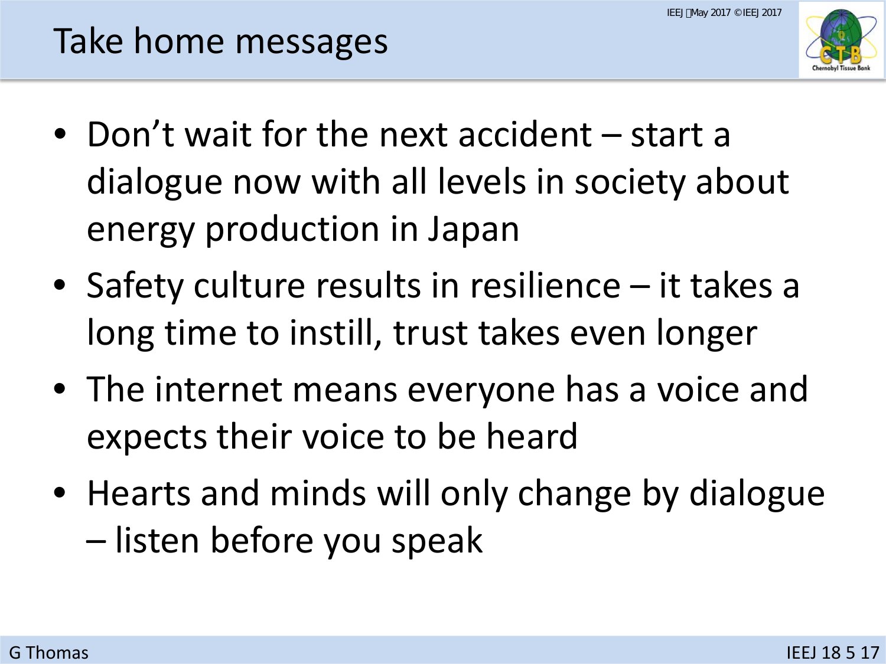# Take home messages

- Don't wait for the next accident – start a dialogue now with all levels in society about energy production in Japan
- Safety culture results in resilience – it takes a long time to instill, trust takes even longer
- The internet means everyone has a voice and expects their voice to be heard
- Hearts and minds will only change by dialogue – listen before you speak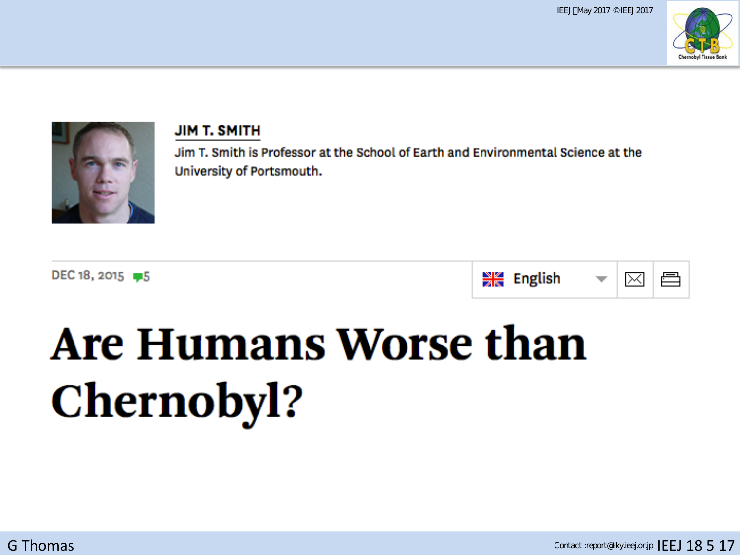**JIM T. SMITH**

Jim T. Smith is Professor at the School of Earth and Environmental Science at the University of Portsmouth.

DEC 18, 2015 5

English

# Are Humans Worse than Chernobyl?

G Thomas

Contact :report@tky.ieej.or.jp IEEJ 18 5 17